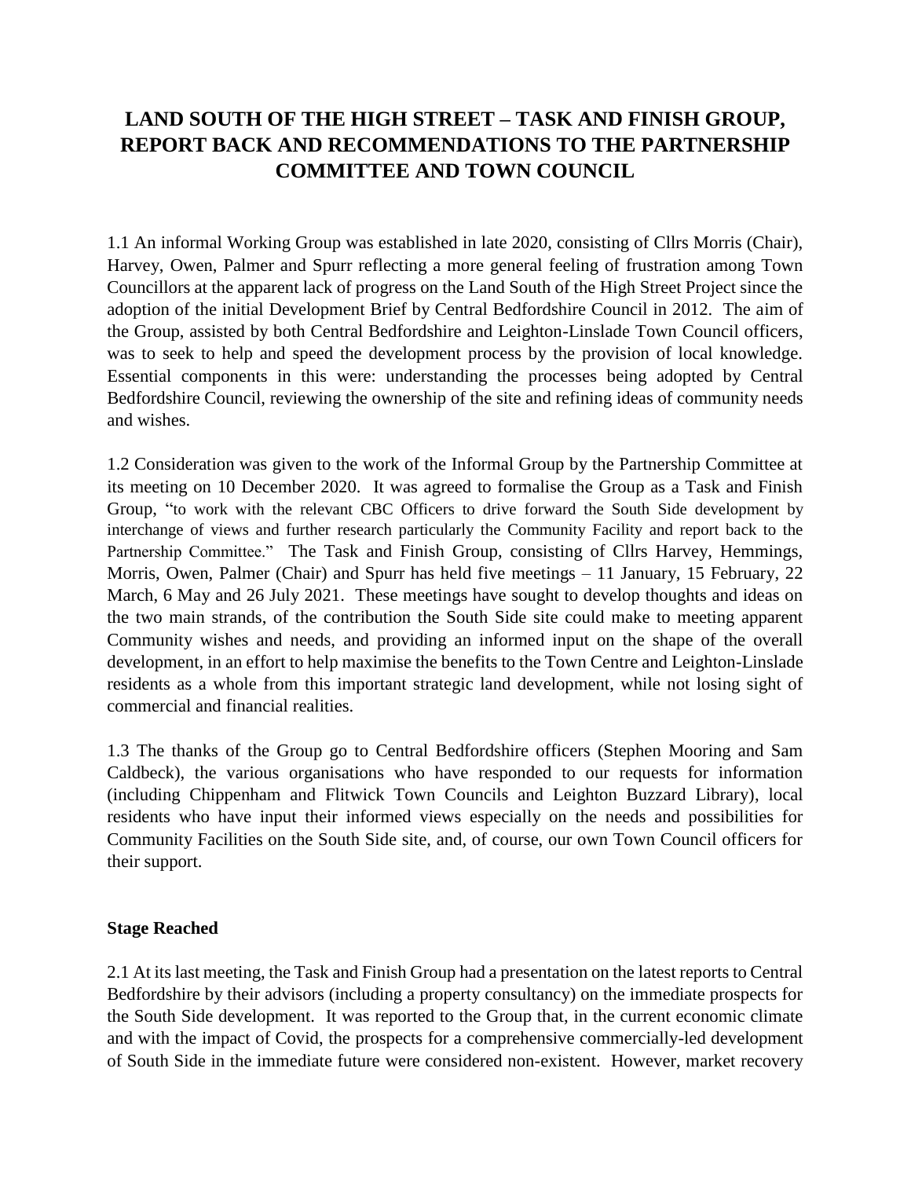# LAND SOUTH OF THE HIGH STREET – TASK AND FINISH GROUP, REPORT BACK AND RECOMMENDATIONS TO THE PARTNERSHIP COMMITTEE AND TOWN COUNCIL

1.1 An informal Working Group was established in late 2020, consisting of Cllrs Morris (Chair), Harvey, Owen, Palmer and Spurr reflecting a more general feeling of frustration among Town Councillors at the apparent lack of progress on the Land South of the High Street Project since the adoption of the initial Development Brief by Central Bedfordshire Council in 2012. The aim of the Group, assisted by both Central Bedfordshire and Leighton-Linslade Town Council officers, was to seek to help and speed the development process by the provision of local knowledge. Essential components in this were: understanding the processes being adopted by Central Bedfordshire Council, reviewing the ownership of the site and refining ideas of community needs and wishes.

1.2 Consideration was given to the work of the Informal Group by the Partnership Committee at its meeting on 10 December 2020. It was agreed to formalise the Group as a Task and Finish Group, "to work with the relevant CBC Officers to drive forward the South Side development by interchange of views and further research particularly the Community Facility and report back to the Partnership Committee." The Task and Finish Group, consisting of Cllrs Harvey, Hemmings, Morris, Owen, Palmer (Chair) and Spurr has held five meetings – 11 January, 15 February, 22 March, 6 May and 26 July 2021. These meetings have sought to develop thoughts and ideas on the two main strands, of the contribution the South Side site could make to meeting apparent Community wishes and needs, and providing an informed input on the shape of the overall development, in an effort to help maximise the benefits to the Town Centre and Leighton-Linslade residents as a whole from this important strategic land development, while not losing sight of commercial and financial realities.

1.3 The thanks of the Group go to Central Bedfordshire officers (Stephen Mooring and Sam Caldbeck), the various organisations who have responded to our requests for information (including Chippenham and Flitwick Town Councils and Leighton Buzzard Library), local residents who have input their informed views especially on the needs and possibilities for Community Facilities on the South Side site, and, of course, our own Town Council officers for their support.

**Stage Reached**

2.1 At its last meeting, the Task and Finish Group had a presentation on the latest reports to Central Bedfordshire by their advisors (including a property consultancy) on the immediate prospects for the South Side development. It was reported to the Group that, in the current economic climate and with the impact of Covid, the prospects for a comprehensive commercially-led development of South Side in the immediate future were considered non-existent. However, market recovery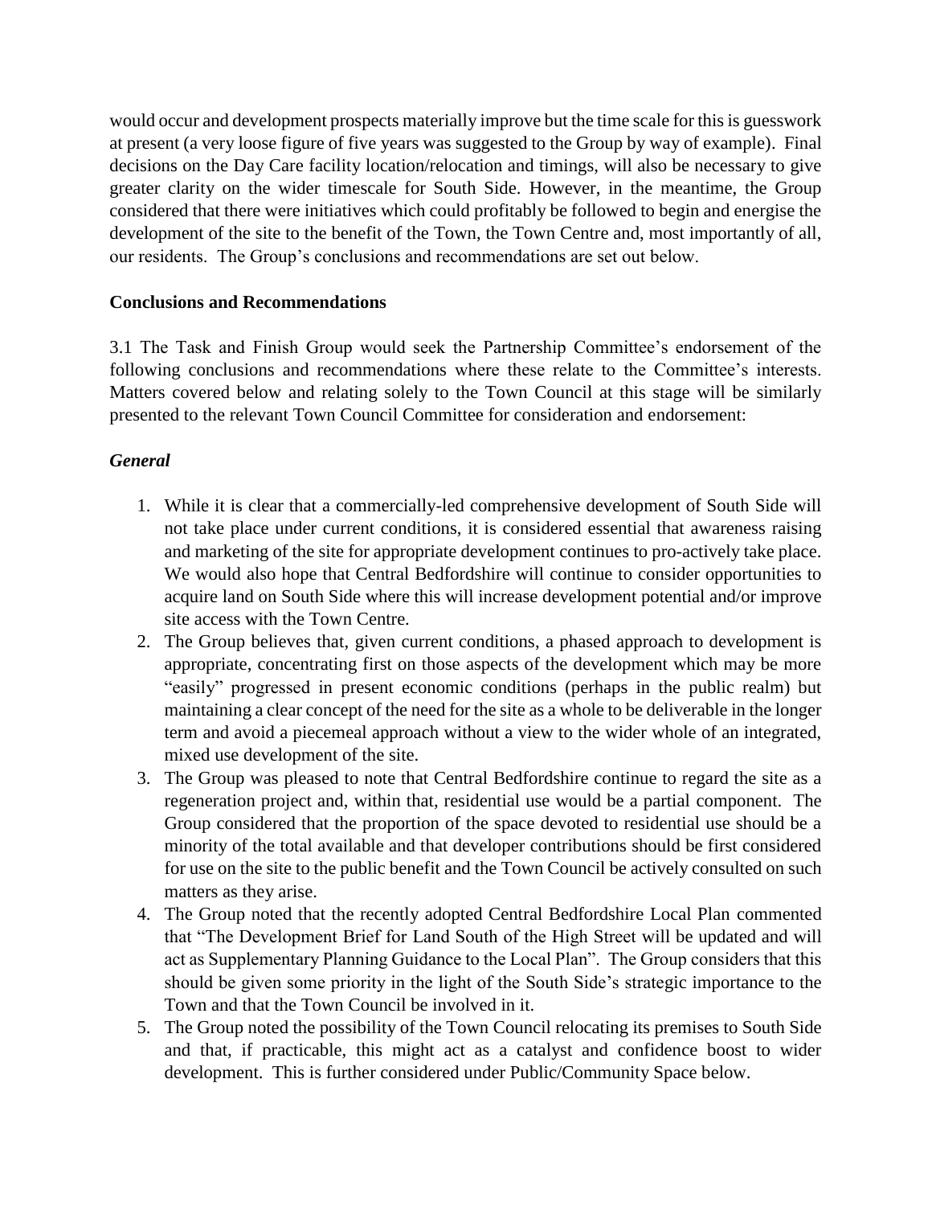would occur and development prospects materially improve but the time scale for this is guesswork at present (a very loose figure of five years was suggested to the Group by way of example). Final decisions on the Day Care facility location/relocation and timings, will also be necessary to give greater clarity on the wider timescale for South Side. However, in the meantime, the Group considered that there were initiatives which could profitably be followed to begin and energise the development of the site to the benefit of the Town, the Town Centre and, most importantly of all, our residents. The Group's conclusions and recommendations are set out below.

**Conclusions and Recommendations**

3.1 The Task and Finish Group would seek the Partnership Committee's endorsement of the following conclusions and recommendations where these relate to the Committee's interests. Matters covered below and relating solely to the Town Council at this stage will be similarly presented to the relevant Town Council Committee for consideration and endorsement:

***General***

1. While it is clear that a commercially-led comprehensive development of South Side will not take place under current conditions, it is considered essential that awareness raising and marketing of the site for appropriate development continues to pro-actively take place. We would also hope that Central Bedfordshire will continue to consider opportunities to acquire land on South Side where this will increase development potential and/or improve site access with the Town Centre.
2. The Group believes that, given current conditions, a phased approach to development is appropriate, concentrating first on those aspects of the development which may be more "easily" progressed in present economic conditions (perhaps in the public realm) but maintaining a clear concept of the need for the site as a whole to be deliverable in the longer term and avoid a piecemeal approach without a view to the wider whole of an integrated, mixed use development of the site.
3. The Group was pleased to note that Central Bedfordshire continue to regard the site as a regeneration project and, within that, residential use would be a partial component. The Group considered that the proportion of the space devoted to residential use should be a minority of the total available and that developer contributions should be first considered for use on the site to the public benefit and the Town Council be actively consulted on such matters as they arise.
4. The Group noted that the recently adopted Central Bedfordshire Local Plan commented that "The Development Brief for Land South of the High Street will be updated and will act as Supplementary Planning Guidance to the Local Plan". The Group considers that this should be given some priority in the light of the South Side's strategic importance to the Town and that the Town Council be involved in it.
5. The Group noted the possibility of the Town Council relocating its premises to South Side and that, if practicable, this might act as a catalyst and confidence boost to wider development. This is further considered under Public/Community Space below.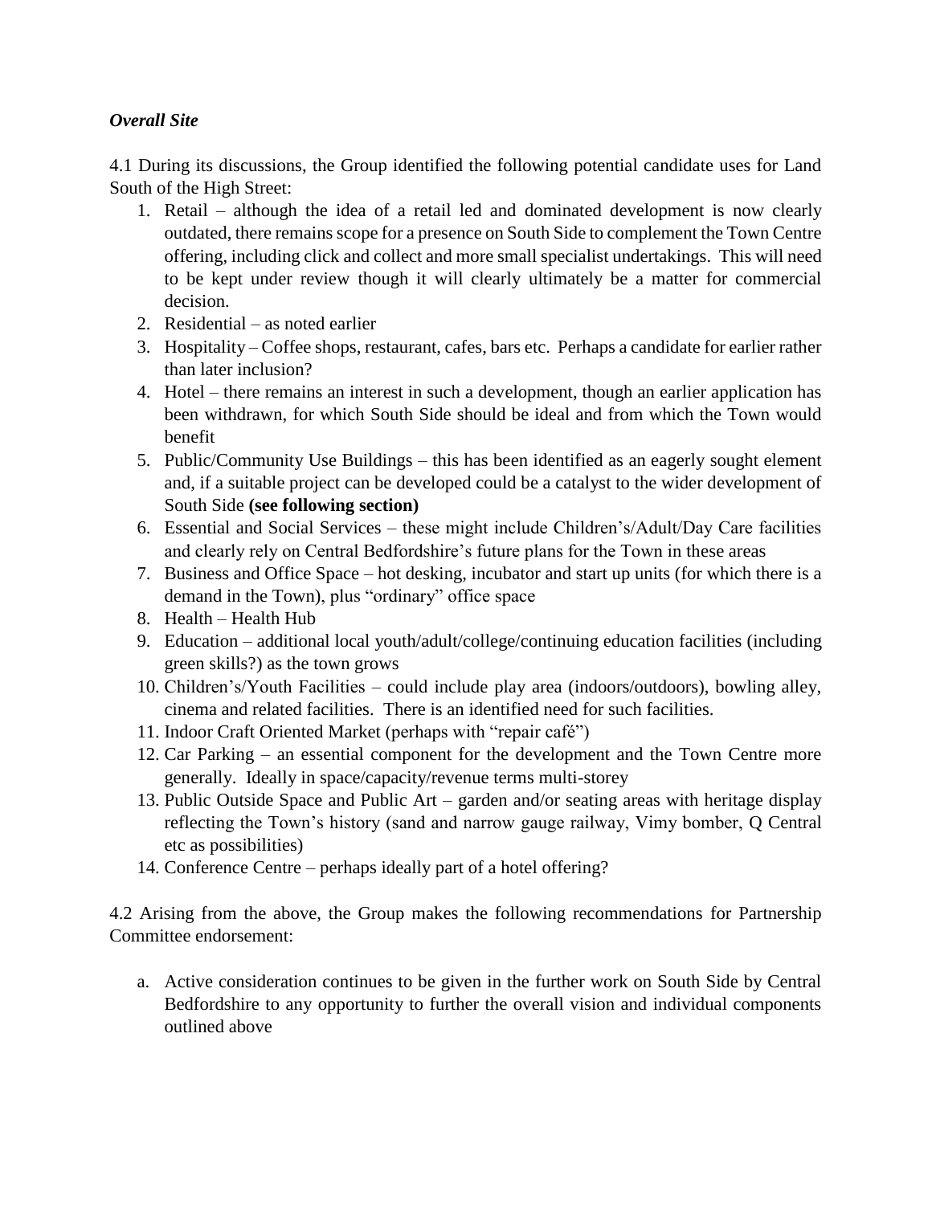***Overall Site***

4.1 During its discussions, the Group identified the following potential candidate uses for Land South of the High Street:

1. Retail – although the idea of a retail led and dominated development is now clearly outdated, there remains scope for a presence on South Side to complement the Town Centre offering, including click and collect and more small specialist undertakings. This will need to be kept under review though it will clearly ultimately be a matter for commercial decision.
2. Residential – as noted earlier
3. Hospitality – Coffee shops, restaurant, cafes, bars etc. Perhaps a candidate for earlier rather than later inclusion?
4. Hotel – there remains an interest in such a development, though an earlier application has been withdrawn, for which South Side should be ideal and from which the Town would benefit
5. Public/Community Use Buildings – this has been identified as an eagerly sought element and, if a suitable project can be developed could be a catalyst to the wider development of South Side **(see following section)**
6. Essential and Social Services – these might include Children's/Adult/Day Care facilities and clearly rely on Central Bedfordshire's future plans for the Town in these areas
7. Business and Office Space – hot desking, incubator and start up units (for which there is a demand in the Town), plus "ordinary" office space
8. Health – Health Hub
9. Education – additional local youth/adult/college/continuing education facilities (including green skills?) as the town grows
10. Children's/Youth Facilities – could include play area (indoors/outdoors), bowling alley, cinema and related facilities. There is an identified need for such facilities.
11. Indoor Craft Oriented Market (perhaps with "repair café")
12. Car Parking – an essential component for the development and the Town Centre more generally. Ideally in space/capacity/revenue terms multi-storey
13. Public Outside Space and Public Art – garden and/or seating areas with heritage display reflecting the Town's history (sand and narrow gauge railway, Vimy bomber, Q Central etc as possibilities)
14. Conference Centre – perhaps ideally part of a hotel offering?

4.2 Arising from the above, the Group makes the following recommendations for Partnership Committee endorsement:

a. Active consideration continues to be given in the further work on South Side by Central Bedfordshire to any opportunity to further the overall vision and individual components outlined above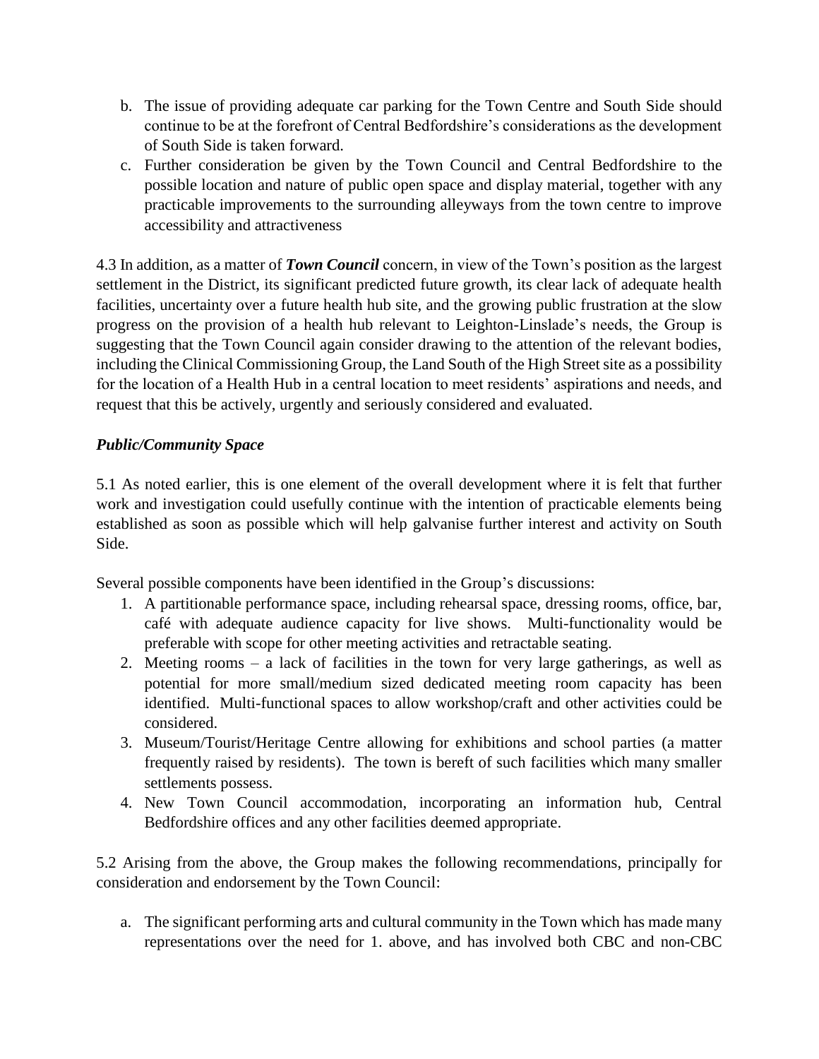b. The issue of providing adequate car parking for the Town Centre and South Side should continue to be at the forefront of Central Bedfordshire's considerations as the development of South Side is taken forward.
c. Further consideration be given by the Town Council and Central Bedfordshire to the possible location and nature of public open space and display material, together with any practicable improvements to the surrounding alleyways from the town centre to improve accessibility and attractiveness

4.3 In addition, as a matter of ***Town Council*** concern, in view of the Town's position as the largest settlement in the District, its significant predicted future growth, its clear lack of adequate health facilities, uncertainty over a future health hub site, and the growing public frustration at the slow progress on the provision of a health hub relevant to Leighton-Linslade's needs, the Group is suggesting that the Town Council again consider drawing to the attention of the relevant bodies, including the Clinical Commissioning Group, the Land South of the High Street site as a possibility for the location of a Health Hub in a central location to meet residents' aspirations and needs, and request that this be actively, urgently and seriously considered and evaluated.

***Public/Community Space***

5.1 As noted earlier, this is one element of the overall development where it is felt that further work and investigation could usefully continue with the intention of practicable elements being established as soon as possible which will help galvanise further interest and activity on South Side.

Several possible components have been identified in the Group's discussions:

1. A partitionable performance space, including rehearsal space, dressing rooms, office, bar, café with adequate audience capacity for live shows. Multi-functionality would be preferable with scope for other meeting activities and retractable seating.
2. Meeting rooms – a lack of facilities in the town for very large gatherings, as well as potential for more small/medium sized dedicated meeting room capacity has been identified. Multi-functional spaces to allow workshop/craft and other activities could be considered.
3. Museum/Tourist/Heritage Centre allowing for exhibitions and school parties (a matter frequently raised by residents). The town is bereft of such facilities which many smaller settlements possess.
4. New Town Council accommodation, incorporating an information hub, Central Bedfordshire offices and any other facilities deemed appropriate.

5.2 Arising from the above, the Group makes the following recommendations, principally for consideration and endorsement by the Town Council:

a. The significant performing arts and cultural community in the Town which has made many representations over the need for 1. above, and has involved both CBC and non-CBC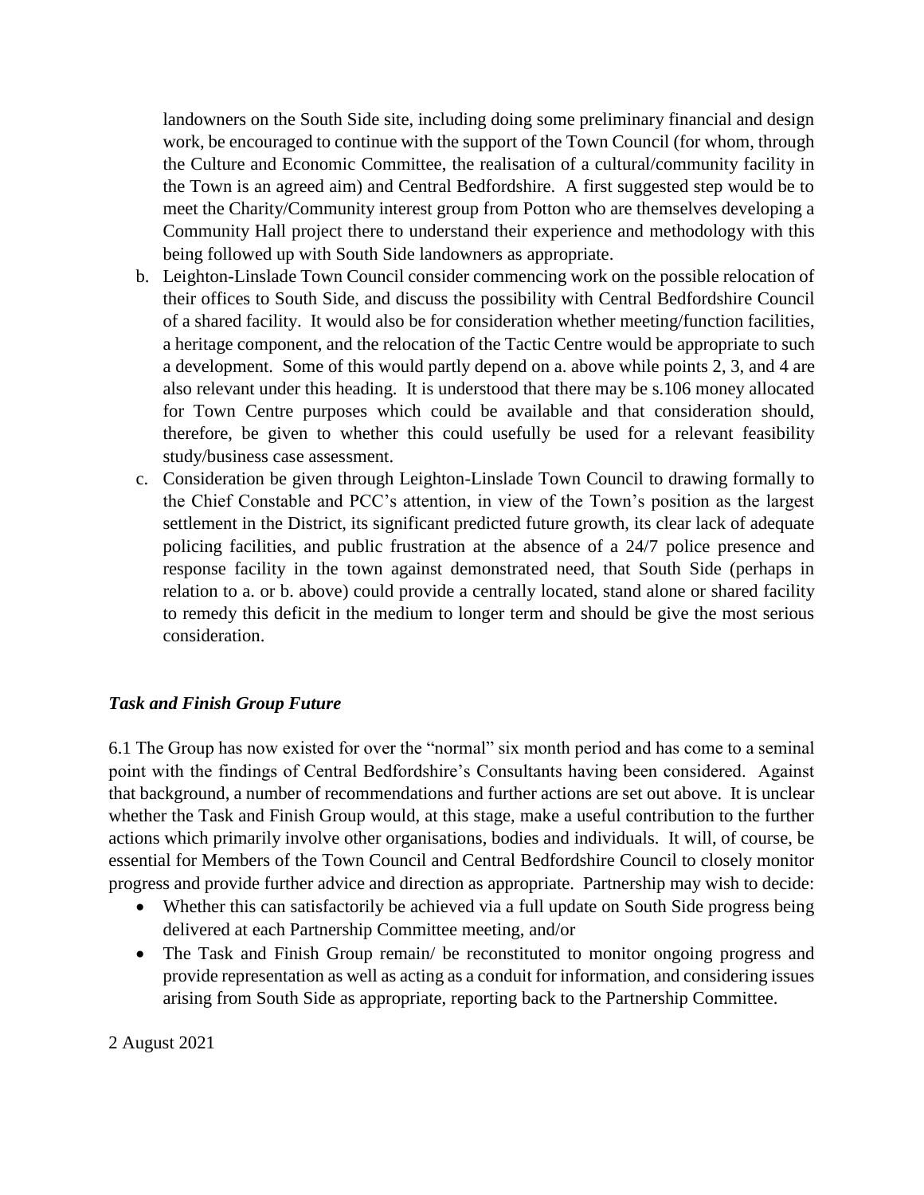landowners on the South Side site, including doing some preliminary financial and design work, be encouraged to continue with the support of the Town Council (for whom, through the Culture and Economic Committee, the realisation of a cultural/community facility in the Town is an agreed aim) and Central Bedfordshire. A first suggested step would be to meet the Charity/Community interest group from Potton who are themselves developing a Community Hall project there to understand their experience and methodology with this being followed up with South Side landowners as appropriate.

b. Leighton-Linslade Town Council consider commencing work on the possible relocation of their offices to South Side, and discuss the possibility with Central Bedfordshire Council of a shared facility. It would also be for consideration whether meeting/function facilities, a heritage component, and the relocation of the Tactic Centre would be appropriate to such a development. Some of this would partly depend on a. above while points 2, 3, and 4 are also relevant under this heading. It is understood that there may be s.106 money allocated for Town Centre purposes which could be available and that consideration should, therefore, be given to whether this could usefully be used for a relevant feasibility study/business case assessment.

c. Consideration be given through Leighton-Linslade Town Council to drawing formally to the Chief Constable and PCC's attention, in view of the Town's position as the largest settlement in the District, its significant predicted future growth, its clear lack of adequate policing facilities, and public frustration at the absence of a 24/7 police presence and response facility in the town against demonstrated need, that South Side (perhaps in relation to a. or b. above) could provide a centrally located, stand alone or shared facility to remedy this deficit in the medium to longer term and should be give the most serious consideration.

### *Task and Finish Group Future*

6.1 The Group has now existed for over the "normal" six month period and has come to a seminal point with the findings of Central Bedfordshire's Consultants having been considered. Against that background, a number of recommendations and further actions are set out above. It is unclear whether the Task and Finish Group would, at this stage, make a useful contribution to the further actions which primarily involve other organisations, bodies and individuals. It will, of course, be essential for Members of the Town Council and Central Bedfordshire Council to closely monitor progress and provide further advice and direction as appropriate. Partnership may wish to decide:

- Whether this can satisfactorily be achieved via a full update on South Side progress being delivered at each Partnership Committee meeting, and/or
- The Task and Finish Group remain/ be reconstituted to monitor ongoing progress and provide representation as well as acting as a conduit for information, and considering issues arising from South Side as appropriate, reporting back to the Partnership Committee.

2 August 2021